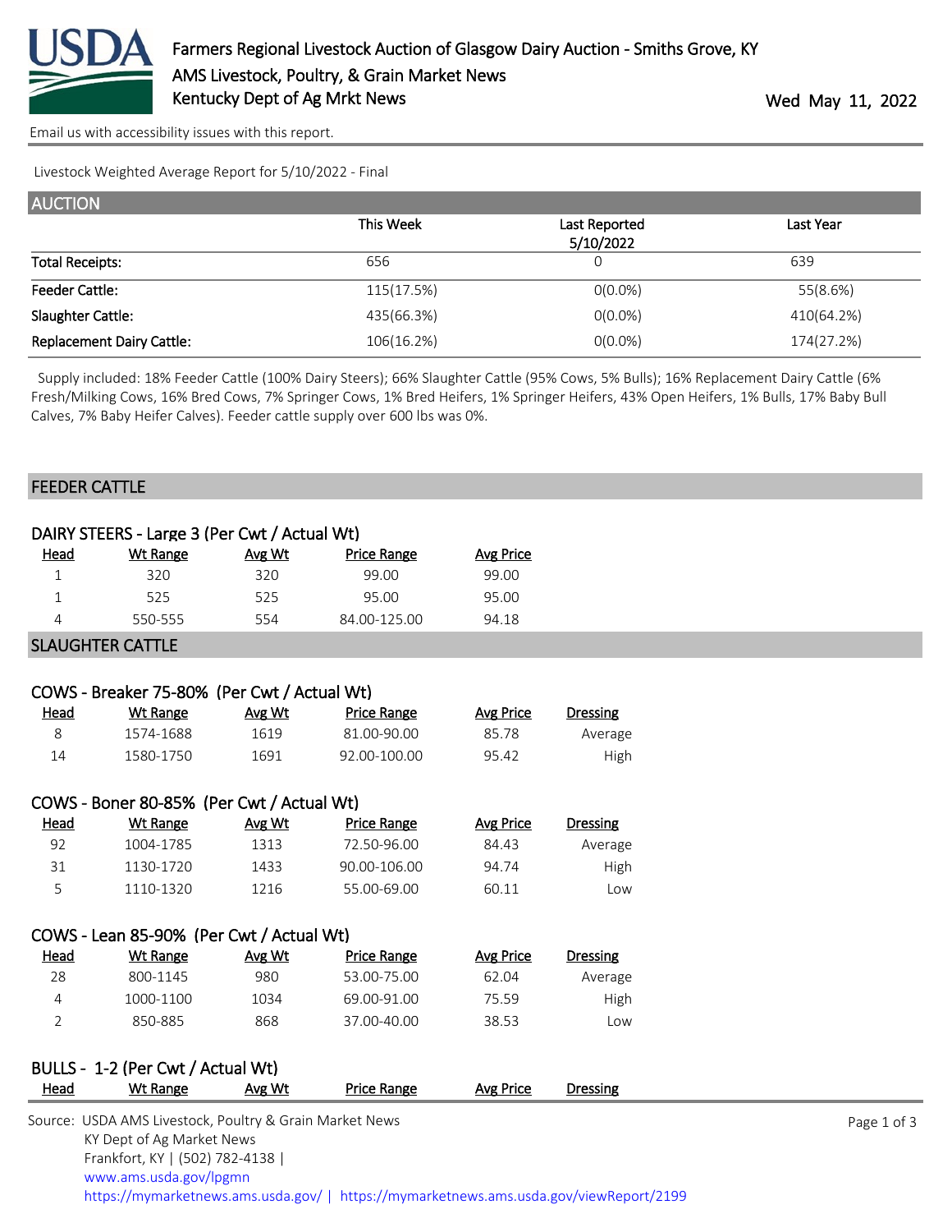# Farmers Regional Livestock Auction of Glasgow Dairy Auction - Smiths Grove, KY

AMS Livestock, Poultry, & Grain Market News

Kentucky Dept of Ag Mrkt News

Wed May 11, 2022

Email us with accessibility issues with this report.

Livestock Weighted Average Report for 5/10/2022 - Final

## AUCTION

| | This Week | Last Reported 5/10/2022 | Last Year |
|---|---|---|---|
| Total Receipts: | 656 | 0 | 639 |
| Feeder Cattle: | 115(17.5%) | 0(0.0%) | 55(8.6%) |
| Slaughter Cattle: | 435(66.3%) | 0(0.0%) | 410(64.2%) |
| Replacement Dairy Cattle: | 106(16.2%) | 0(0.0%) | 174(27.2%) |

Supply included: 18% Feeder Cattle (100% Dairy Steers); 66% Slaughter Cattle (95% Cows, 5% Bulls); 16% Replacement Dairy Cattle (6% Fresh/Milking Cows, 16% Bred Cows, 7% Springer Cows, 1% Bred Heifers, 1% Springer Heifers, 43% Open Heifers, 1% Bulls, 17% Baby Bull Calves, 7% Baby Heifer Calves). Feeder cattle supply over 600 lbs was 0%.

## FEEDER CATTLE

### DAIRY STEERS - Large 3 (Per Cwt / Actual Wt)

| Head | Wt Range | Avg Wt | Price Range | Avg Price |
|---|---|---|---|---|
| 1 | 320 | 320 | 99.00 | 99.00 |
| 1 | 525 | 525 | 95.00 | 95.00 |
| 4 | 550-555 | 554 | 84.00-125.00 | 94.18 |

## SLAUGHTER CATTLE

### COWS - Breaker 75-80% (Per Cwt / Actual Wt)

| Head | Wt Range | Avg Wt | Price Range | Avg Price | Dressing |
|---|---|---|---|---|---|
| 8 | 1574-1688 | 1619 | 81.00-90.00 | 85.78 | Average |
| 14 | 1580-1750 | 1691 | 92.00-100.00 | 95.42 | High |

### COWS - Boner 80-85% (Per Cwt / Actual Wt)

| Head | Wt Range | Avg Wt | Price Range | Avg Price | Dressing |
|---|---|---|---|---|---|
| 92 | 1004-1785 | 1313 | 72.50-96.00 | 84.43 | Average |
| 31 | 1130-1720 | 1433 | 90.00-106.00 | 94.74 | High |
| 5 | 1110-1320 | 1216 | 55.00-69.00 | 60.11 | Low |

### COWS - Lean 85-90% (Per Cwt / Actual Wt)

| Head | Wt Range | Avg Wt | Price Range | Avg Price | Dressing |
|---|---|---|---|---|---|
| 28 | 800-1145 | 980 | 53.00-75.00 | 62.04 | Average |
| 4 | 1000-1100 | 1034 | 69.00-91.00 | 75.59 | High |
| 2 | 850-885 | 868 | 37.00-40.00 | 38.53 | Low |

### BULLS - 1-2 (Per Cwt / Actual Wt)

| Head | Wt Range | Avg Wt | Price Range | Avg Price | Dressing |
|---|---|---|---|---|---|

Source: USDA AMS Livestock, Poultry & Grain Market News
KY Dept of Ag Market News
Frankfort, KY | (502) 782-4138 |
www.ams.usda.gov/lpgmn
https://mymarketnews.ams.usda.gov/ | https://mymarketnews.ams.usda.gov/viewReport/2199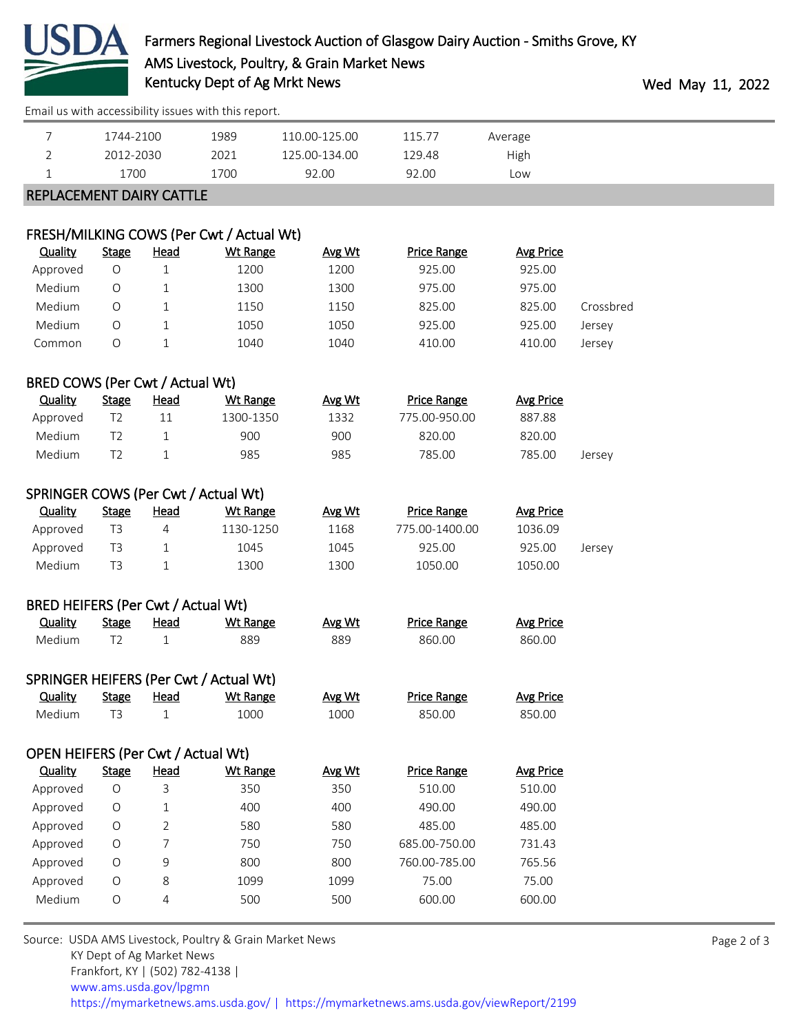Email us with accessibility issues with this report.

| | | | | | |
|---|---|---|---|---|---|
| 7 | 1744-2100 | 1989 | 110.00-125.00 | 115.77 | Average |
| 2 | 2012-2030 | 2021 | 125.00-134.00 | 129.48 | High |
| 1 | 1700 | 1700 | 92.00 | 92.00 | Low |

## REPLACEMENT DAIRY CATTLE

### FRESH/MILKING COWS (Per Cwt / Actual Wt)

| Quality | Stage | Head | Wt Range | Avg Wt | Price Range | Avg Price | |
|---|---|---|---|---|---|---|---|
| Approved | O | 1 | 1200 | 1200 | 925.00 | 925.00 | |
| Medium | O | 1 | 1300 | 1300 | 975.00 | 975.00 | |
| Medium | O | 1 | 1150 | 1150 | 825.00 | 825.00 | Crossbred |
| Medium | O | 1 | 1050 | 1050 | 925.00 | 925.00 | Jersey |
| Common | O | 1 | 1040 | 1040 | 410.00 | 410.00 | Jersey |

### BRED COWS (Per Cwt / Actual Wt)

| Quality | Stage | Head | Wt Range | Avg Wt | Price Range | Avg Price | |
|---|---|---|---|---|---|---|---|
| Approved | T2 | 11 | 1300-1350 | 1332 | 775.00-950.00 | 887.88 | |
| Medium | T2 | 1 | 900 | 900 | 820.00 | 820.00 | |
| Medium | T2 | 1 | 985 | 985 | 785.00 | 785.00 | Jersey |

### SPRINGER COWS (Per Cwt / Actual Wt)

| Quality | Stage | Head | Wt Range | Avg Wt | Price Range | Avg Price | |
|---|---|---|---|---|---|---|---|
| Approved | T3 | 4 | 1130-1250 | 1168 | 775.00-1400.00 | 1036.09 | |
| Approved | T3 | 1 | 1045 | 1045 | 925.00 | 925.00 | Jersey |
| Medium | T3 | 1 | 1300 | 1300 | 1050.00 | 1050.00 | |

### BRED HEIFERS (Per Cwt / Actual Wt)

| Quality | Stage | Head | Wt Range | Avg Wt | Price Range | Avg Price |
|---|---|---|---|---|---|---|
| Medium | T2 | 1 | 889 | 889 | 860.00 | 860.00 |

### SPRINGER HEIFERS (Per Cwt / Actual Wt)

| Quality | Stage | Head | Wt Range | Avg Wt | Price Range | Avg Price |
|---|---|---|---|---|---|---|
| Medium | T3 | 1 | 1000 | 1000 | 850.00 | 850.00 |

### OPEN HEIFERS (Per Cwt / Actual Wt)

| Quality | Stage | Head | Wt Range | Avg Wt | Price Range | Avg Price |
|---|---|---|---|---|---|---|
| Approved | O | 3 | 350 | 350 | 510.00 | 510.00 |
| Approved | O | 1 | 400 | 400 | 490.00 | 490.00 |
| Approved | O | 2 | 580 | 580 | 485.00 | 485.00 |
| Approved | O | 7 | 750 | 750 | 685.00-750.00 | 731.43 |
| Approved | O | 9 | 800 | 800 | 760.00-785.00 | 765.56 |
| Approved | O | 8 | 1099 | 1099 | 75.00 | 75.00 |
| Medium | O | 4 | 500 | 500 | 600.00 | 600.00 |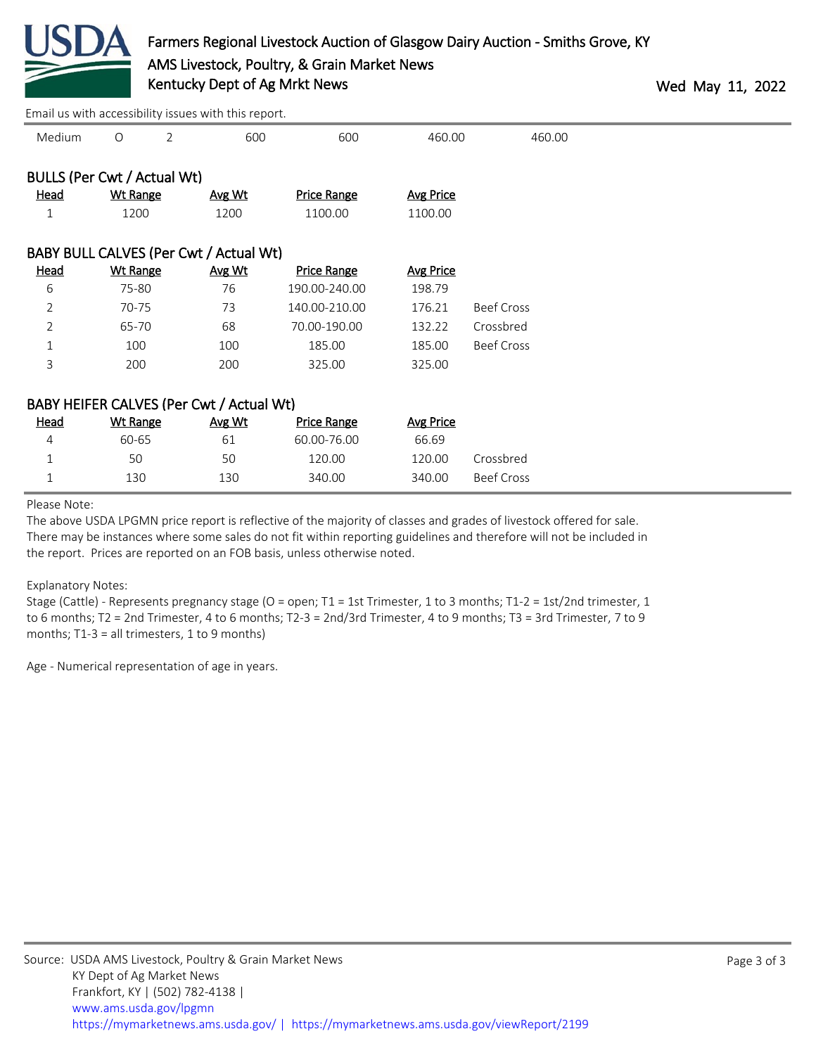Email us with accessibility issues with this report.

| | | | | | | |
|---|---|---|---|---|---|---|
| Medium | O | 2 | 600 | 600 | 460.00 | 460.00 |

## BULLS (Per Cwt / Actual Wt)

| Head | Wt Range | Avg Wt | Price Range | Avg Price |
|---|---|---|---|---|
| 1 | 1200 | 1200 | 1100.00 | 1100.00 |

## BABY BULL CALVES (Per Cwt / Actual Wt)

| Head | Wt Range | Avg Wt | Price Range | Avg Price | |
|---|---|---|---|---|---|
| 6 | 75-80 | 76 | 190.00-240.00 | 198.79 | |
| 2 | 70-75 | 73 | 140.00-210.00 | 176.21 | Beef Cross |
| 2 | 65-70 | 68 | 70.00-190.00 | 132.22 | Crossbred |
| 1 | 100 | 100 | 185.00 | 185.00 | Beef Cross |
| 3 | 200 | 200 | 325.00 | 325.00 | |

## BABY HEIFER CALVES (Per Cwt / Actual Wt)

| Head | Wt Range | Avg Wt | Price Range | Avg Price | |
|---|---|---|---|---|---|
| 4 | 60-65 | 61 | 60.00-76.00 | 66.69 | |
| 1 | 50 | 50 | 120.00 | 120.00 | Crossbred |
| 1 | 130 | 130 | 340.00 | 340.00 | Beef Cross |

Please Note:
The above USDA LPGMN price report is reflective of the majority of classes and grades of livestock offered for sale. There may be instances where some sales do not fit within reporting guidelines and therefore will not be included in the report. Prices are reported on an FOB basis, unless otherwise noted.

Explanatory Notes:
Stage (Cattle) - Represents pregnancy stage (O = open; T1 = 1st Trimester, 1 to 3 months; T1-2 = 1st/2nd trimester, 1 to 6 months; T2 = 2nd Trimester, 4 to 6 months; T2-3 = 2nd/3rd Trimester, 4 to 9 months; T3 = 3rd Trimester, 7 to 9 months; T1-3 = all trimesters, 1 to 9 months)

Age - Numerical representation of age in years.

Source: USDA AMS Livestock, Poultry & Grain Market News
KY Dept of Ag Market News
Frankfort, KY | (502) 782-4138 |
www.ams.usda.gov/lpgmn
https://mymarketnews.ams.usda.gov/ | https://mymarketnews.ams.usda.gov/viewReport/2199